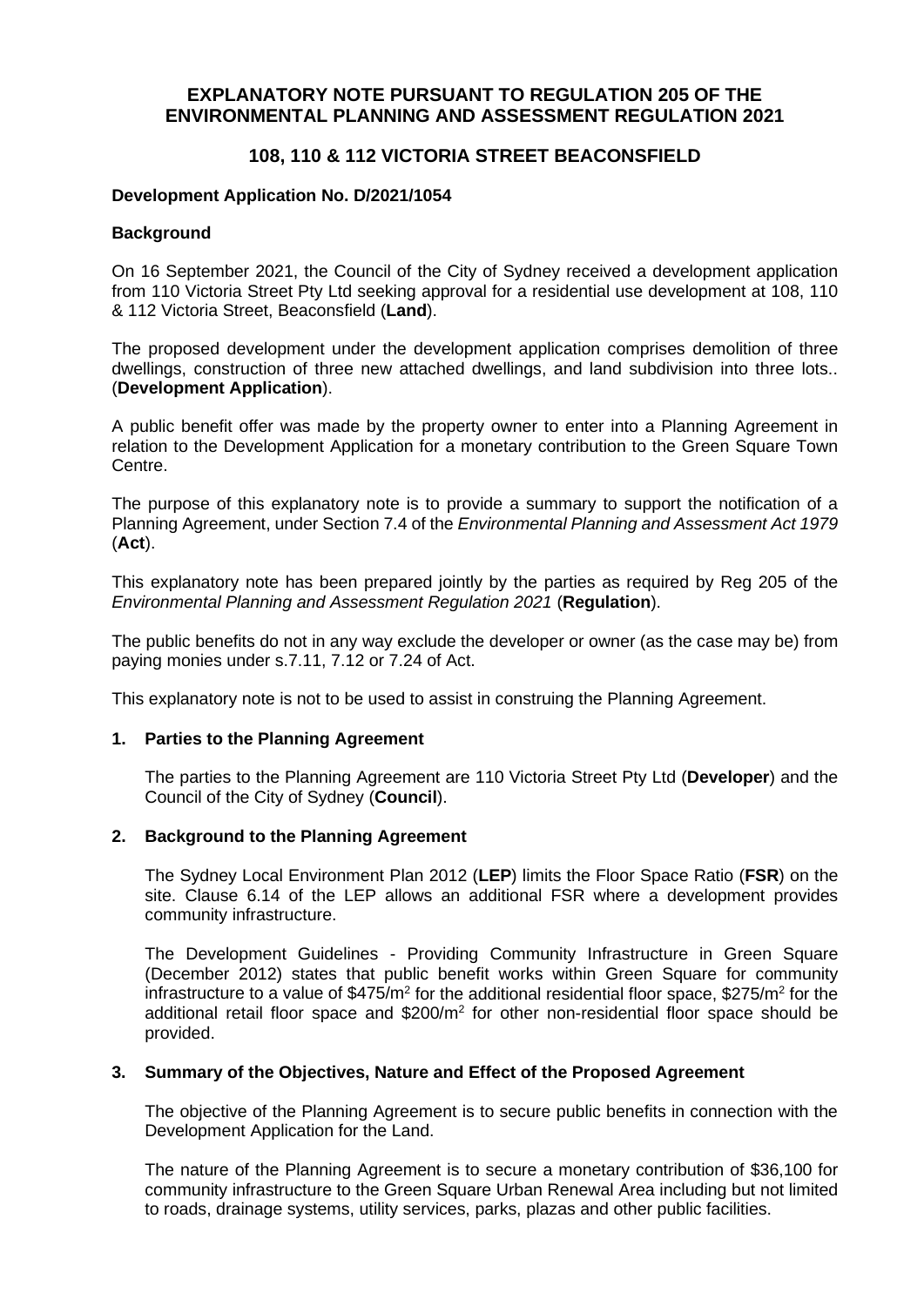# EXPLANATORY NOTE PURSUANT TO REGULATION 205 OF THE ENVIRONMENTAL PLANNING AND ASSESSMENT REGULATION 2021

## 108, 110 & 112 VICTORIA STREET BEACONSFIELD

**Development Application No. D/2021/1054**

**Background**

On 16 September 2021, the Council of the City of Sydney received a development application from 110 Victoria Street Pty Ltd seeking approval for a residential use development at 108, 110 & 112 Victoria Street, Beaconsfield (**Land**).

The proposed development under the development application comprises demolition of three dwellings, construction of three new attached dwellings, and land subdivision into three lots.. (**Development Application**).

A public benefit offer was made by the property owner to enter into a Planning Agreement in relation to the Development Application for a monetary contribution to the Green Square Town Centre.

The purpose of this explanatory note is to provide a summary to support the notification of a Planning Agreement, under Section 7.4 of the *Environmental Planning and Assessment Act 1979* (**Act**).

This explanatory note has been prepared jointly by the parties as required by Reg 205 of the *Environmental Planning and Assessment Regulation 2021* (**Regulation**).

The public benefits do not in any way exclude the developer or owner (as the case may be) from paying monies under s.7.11, 7.12 or 7.24 of Act.

This explanatory note is not to be used to assist in construing the Planning Agreement.

**1. Parties to the Planning Agreement**

The parties to the Planning Agreement are 110 Victoria Street Pty Ltd (**Developer**) and the Council of the City of Sydney (**Council**).

**2. Background to the Planning Agreement**

The Sydney Local Environment Plan 2012 (**LEP**) limits the Floor Space Ratio (**FSR**) on the site. Clause 6.14 of the LEP allows an additional FSR where a development provides community infrastructure.

The Development Guidelines - Providing Community Infrastructure in Green Square (December 2012) states that public benefit works within Green Square for community infrastructure to a value of \$475/m$^2$ for the additional residential floor space, \$275/m$^2$ for the additional retail floor space and \$200/m$^2$ for other non-residential floor space should be provided.

**3. Summary of the Objectives, Nature and Effect of the Proposed Agreement**

The objective of the Planning Agreement is to secure public benefits in connection with the Development Application for the Land.

The nature of the Planning Agreement is to secure a monetary contribution of \$36,100 for community infrastructure to the Green Square Urban Renewal Area including but not limited to roads, drainage systems, utility services, parks, plazas and other public facilities.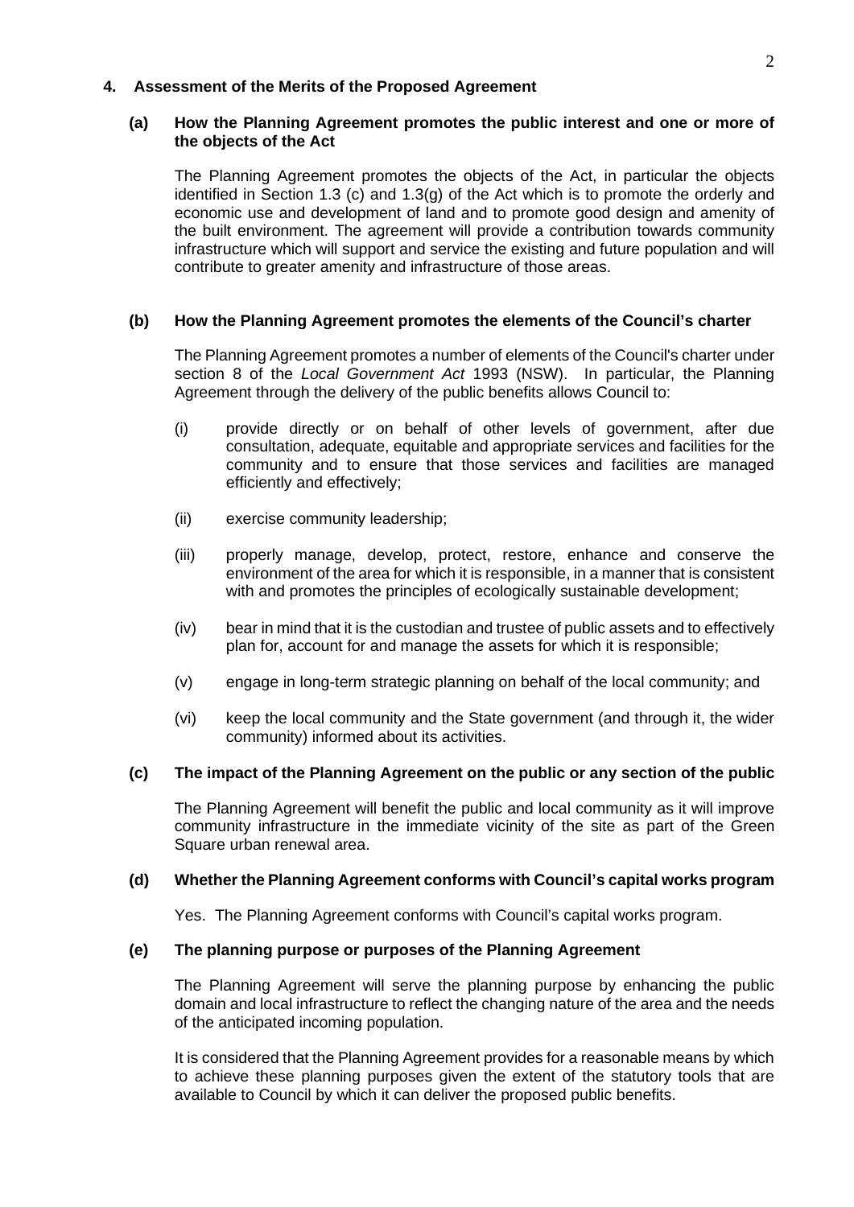## 4. Assessment of the Merits of the Proposed Agreement

### (a) How the Planning Agreement promotes the public interest and one or more of the objects of the Act

The Planning Agreement promotes the objects of the Act, in particular the objects identified in Section 1.3 (c) and 1.3(g) of the Act which is to promote the orderly and economic use and development of land and to promote good design and amenity of the built environment. The agreement will provide a contribution towards community infrastructure which will support and service the existing and future population and will contribute to greater amenity and infrastructure of those areas.

### (b) How the Planning Agreement promotes the elements of the Council's charter

The Planning Agreement promotes a number of elements of the Council's charter under section 8 of the *Local Government Act* 1993 (NSW). In particular, the Planning Agreement through the delivery of the public benefits allows Council to:

(i) provide directly or on behalf of other levels of government, after due consultation, adequate, equitable and appropriate services and facilities for the community and to ensure that those services and facilities are managed efficiently and effectively;

(ii) exercise community leadership;

(iii) properly manage, develop, protect, restore, enhance and conserve the environment of the area for which it is responsible, in a manner that is consistent with and promotes the principles of ecologically sustainable development;

(iv) bear in mind that it is the custodian and trustee of public assets and to effectively plan for, account for and manage the assets for which it is responsible;

(v) engage in long-term strategic planning on behalf of the local community; and

(vi) keep the local community and the State government (and through it, the wider community) informed about its activities.

### (c) The impact of the Planning Agreement on the public or any section of the public

The Planning Agreement will benefit the public and local community as it will improve community infrastructure in the immediate vicinity of the site as part of the Green Square urban renewal area.

### (d) Whether the Planning Agreement conforms with Council's capital works program

Yes. The Planning Agreement conforms with Council's capital works program.

### (e) The planning purpose or purposes of the Planning Agreement

The Planning Agreement will serve the planning purpose by enhancing the public domain and local infrastructure to reflect the changing nature of the area and the needs of the anticipated incoming population.

It is considered that the Planning Agreement provides for a reasonable means by which to achieve these planning purposes given the extent of the statutory tools that are available to Council by which it can deliver the proposed public benefits.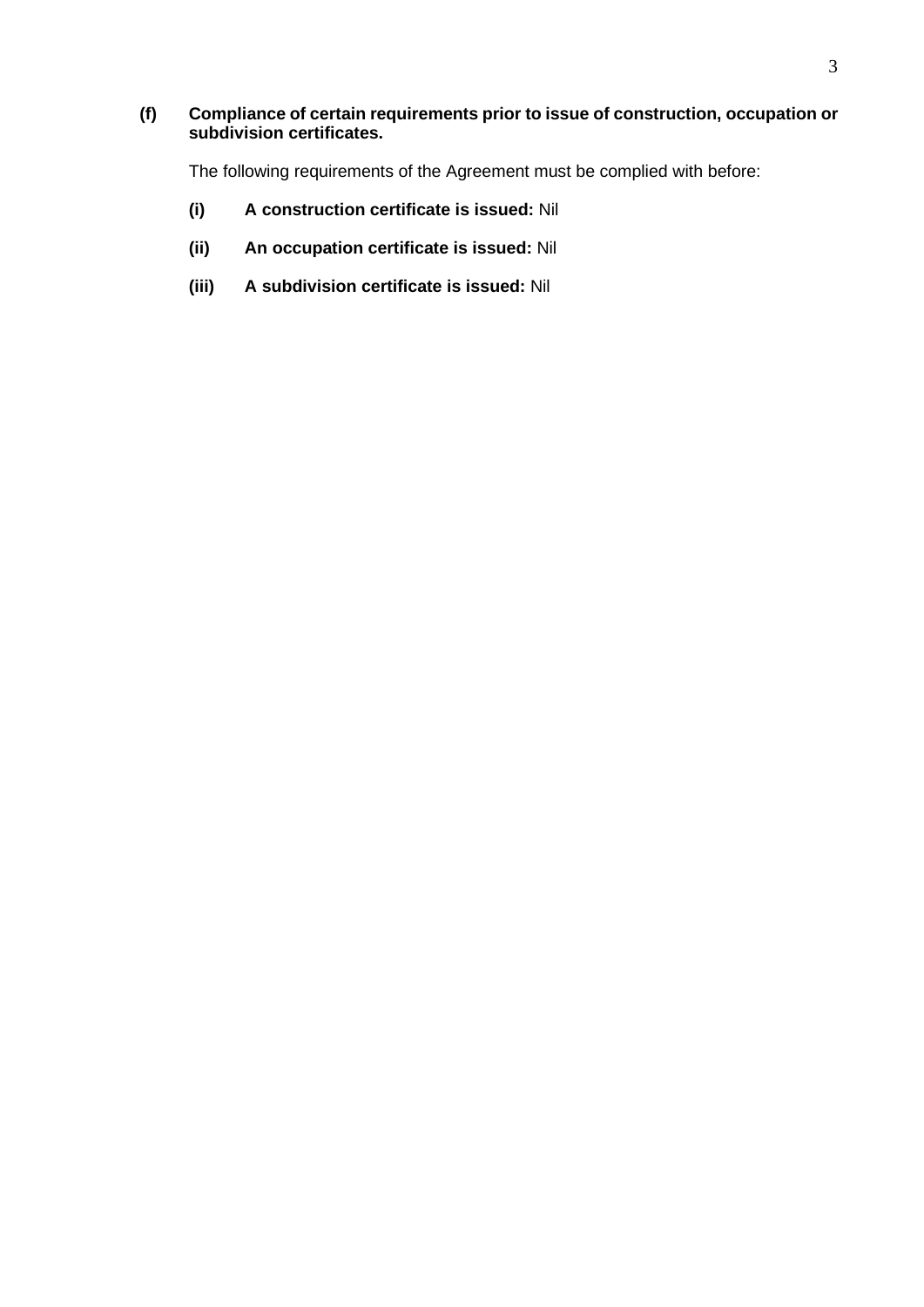**(f) Compliance of certain requirements prior to issue of construction, occupation or subdivision certificates.**

The following requirements of the Agreement must be complied with before:

**(i) A construction certificate is issued:** Nil

**(ii) An occupation certificate is issued:** Nil

**(iii) A subdivision certificate is issued:** Nil